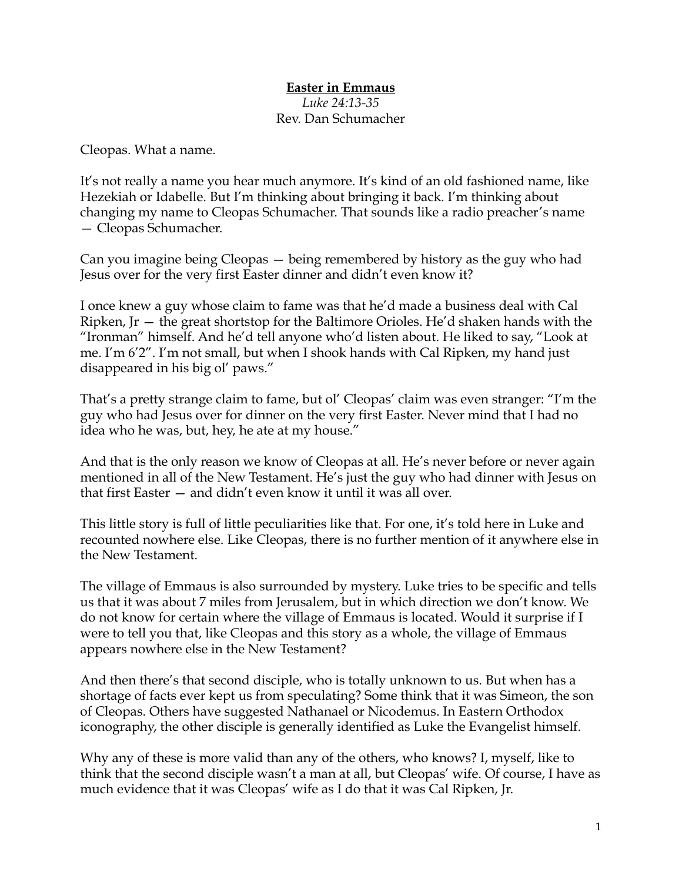**Easter in Emmaus**

*Luke 24:13-35*

Rev. Dan Schumacher

Cleopas. What a name.

It's not really a name you hear much anymore. It's kind of an old fashioned name, like Hezekiah or Idabelle. But I'm thinking about bringing it back. I'm thinking about changing my name to Cleopas Schumacher. That sounds like a radio preacher's name — Cleopas Schumacher.

Can you imagine being Cleopas — being remembered by history as the guy who had Jesus over for the very first Easter dinner and didn't even know it?

I once knew a guy whose claim to fame was that he'd made a business deal with Cal Ripken, Jr — the great shortstop for the Baltimore Orioles. He'd shaken hands with the "Ironman" himself. And he'd tell anyone who'd listen about. He liked to say, "Look at me. I'm 6'2". I'm not small, but when I shook hands with Cal Ripken, my hand just disappeared in his big ol' paws."

That's a pretty strange claim to fame, but ol' Cleopas' claim was even stranger: "I'm the guy who had Jesus over for dinner on the very first Easter. Never mind that I had no idea who he was, but, hey, he ate at my house."

And that is the only reason we know of Cleopas at all. He's never before or never again mentioned in all of the New Testament. He's just the guy who had dinner with Jesus on that first Easter — and didn't even know it until it was all over.

This little story is full of little peculiarities like that. For one, it's told here in Luke and recounted nowhere else. Like Cleopas, there is no further mention of it anywhere else in the New Testament.

The village of Emmaus is also surrounded by mystery. Luke tries to be specific and tells us that it was about 7 miles from Jerusalem, but in which direction we don't know. We do not know for certain where the village of Emmaus is located. Would it surprise if I were to tell you that, like Cleopas and this story as a whole, the village of Emmaus appears nowhere else in the New Testament?

And then there's that second disciple, who is totally unknown to us. But when has a shortage of facts ever kept us from speculating? Some think that it was Simeon, the son of Cleopas. Others have suggested Nathanael or Nicodemus. In Eastern Orthodox iconography, the other disciple is generally identified as Luke the Evangelist himself.

Why any of these is more valid than any of the others, who knows? I, myself, like to think that the second disciple wasn't a man at all, but Cleopas' wife. Of course, I have as much evidence that it was Cleopas' wife as I do that it was Cal Ripken, Jr.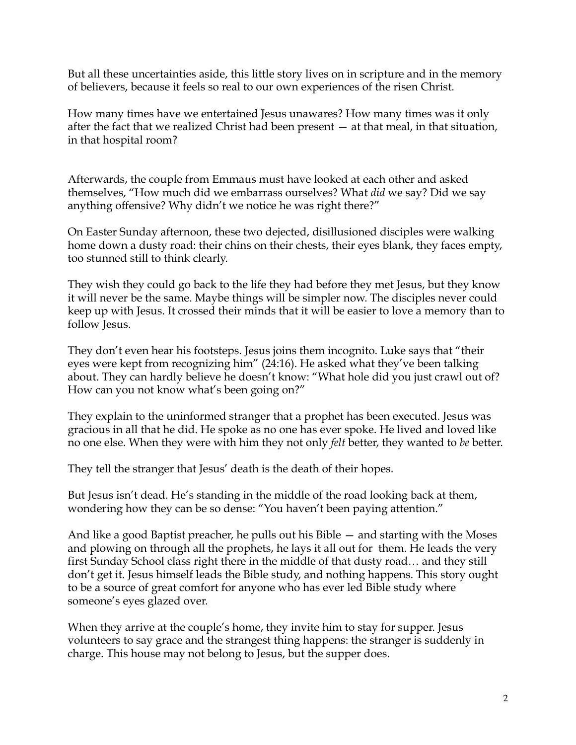But all these uncertainties aside, this little story lives on in scripture and in the memory of believers, because it feels so real to our own experiences of the risen Christ.

How many times have we entertained Jesus unawares? How many times was it only after the fact that we realized Christ had been present — at that meal, in that situation, in that hospital room?

Afterwards, the couple from Emmaus must have looked at each other and asked themselves, "How much did we embarrass ourselves? What *did* we say? Did we say anything offensive? Why didn't we notice he was right there?"

On Easter Sunday afternoon, these two dejected, disillusioned disciples were walking home down a dusty road: their chins on their chests, their eyes blank, they faces empty, too stunned still to think clearly.

They wish they could go back to the life they had before they met Jesus, but they know it will never be the same. Maybe things will be simpler now. The disciples never could keep up with Jesus. It crossed their minds that it will be easier to love a memory than to follow Jesus.

They don't even hear his footsteps. Jesus joins them incognito. Luke says that "their eyes were kept from recognizing him" (24:16). He asked what they've been talking about. They can hardly believe he doesn't know: "What hole did you just crawl out of? How can you not know what's been going on?"

They explain to the uninformed stranger that a prophet has been executed. Jesus was gracious in all that he did. He spoke as no one has ever spoke. He lived and loved like no one else. When they were with him they not only *felt* better, they wanted to *be* better.

They tell the stranger that Jesus' death is the death of their hopes.

But Jesus isn't dead. He's standing in the middle of the road looking back at them, wondering how they can be so dense: "You haven't been paying attention."

And like a good Baptist preacher, he pulls out his Bible — and starting with the Moses and plowing on through all the prophets, he lays it all out for them. He leads the very first Sunday School class right there in the middle of that dusty road… and they still don't get it. Jesus himself leads the Bible study, and nothing happens. This story ought to be a source of great comfort for anyone who has ever led Bible study where someone's eyes glazed over.

When they arrive at the couple's home, they invite him to stay for supper. Jesus volunteers to say grace and the strangest thing happens: the stranger is suddenly in charge. This house may not belong to Jesus, but the supper does.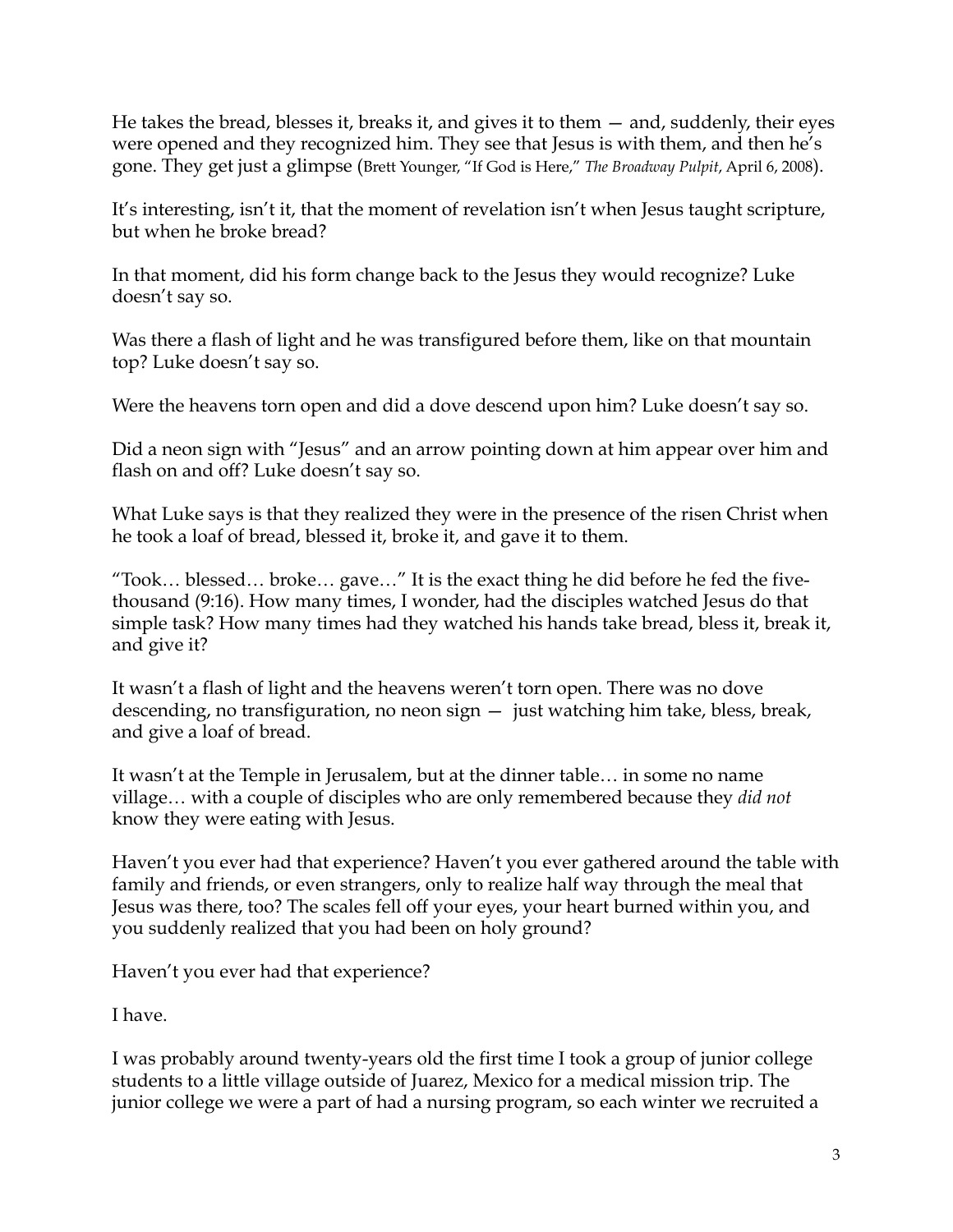He takes the bread, blesses it, breaks it, and gives it to them — and, suddenly, their eyes were opened and they recognized him. They see that Jesus is with them, and then he's gone. They get just a glimpse (Brett Younger, "If God is Here," *The Broadway Pulpit*, April 6, 2008).

It's interesting, isn't it, that the moment of revelation isn't when Jesus taught scripture, but when he broke bread?

In that moment, did his form change back to the Jesus they would recognize? Luke doesn't say so.

Was there a flash of light and he was transfigured before them, like on that mountain top? Luke doesn't say so.

Were the heavens torn open and did a dove descend upon him? Luke doesn't say so.

Did a neon sign with "Jesus" and an arrow pointing down at him appear over him and flash on and off? Luke doesn't say so.

What Luke says is that they realized they were in the presence of the risen Christ when he took a loaf of bread, blessed it, broke it, and gave it to them.

"Took… blessed… broke… gave…" It is the exact thing he did before he fed the five-thousand (9:16). How many times, I wonder, had the disciples watched Jesus do that simple task? How many times had they watched his hands take bread, bless it, break it, and give it?

It wasn't a flash of light and the heavens weren't torn open. There was no dove descending, no transfiguration, no neon sign — just watching him take, bless, break, and give a loaf of bread.

It wasn't at the Temple in Jerusalem, but at the dinner table… in some no name village… with a couple of disciples who are only remembered because they *did not* know they were eating with Jesus.

Haven't you ever had that experience? Haven't you ever gathered around the table with family and friends, or even strangers, only to realize half way through the meal that Jesus was there, too? The scales fell off your eyes, your heart burned within you, and you suddenly realized that you had been on holy ground?

Haven't you ever had that experience?

I have.

I was probably around twenty-years old the first time I took a group of junior college students to a little village outside of Juarez, Mexico for a medical mission trip. The junior college we were a part of had a nursing program, so each winter we recruited a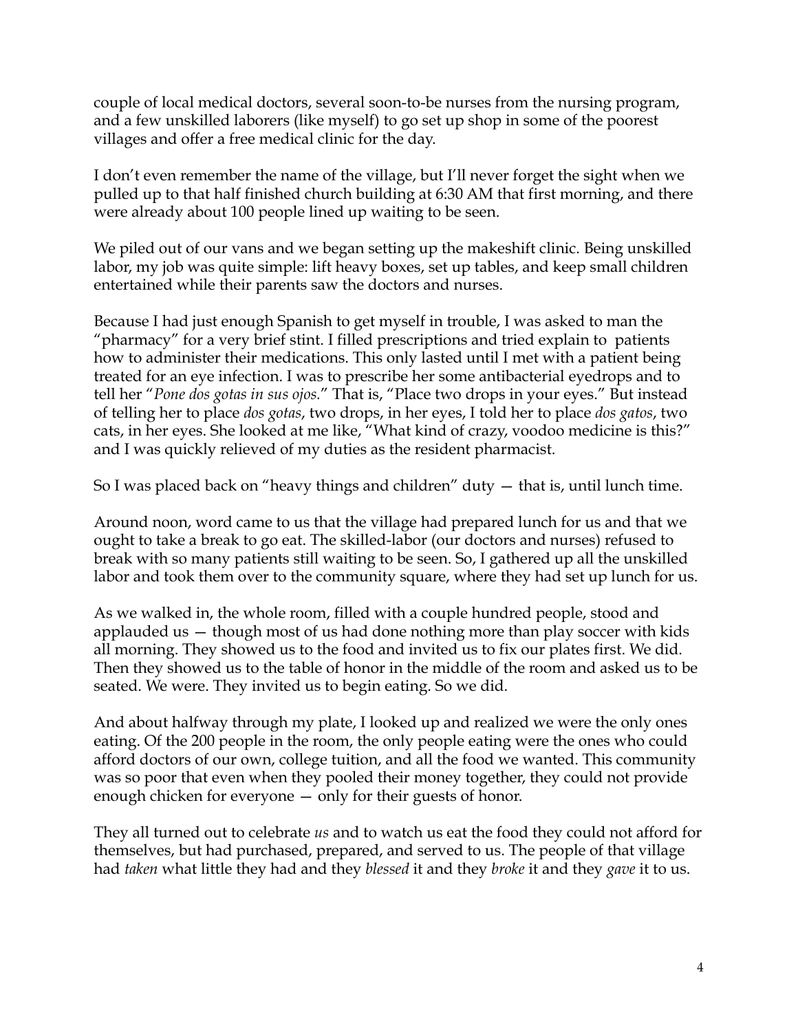couple of local medical doctors, several soon-to-be nurses from the nursing program, and a few unskilled laborers (like myself) to go set up shop in some of the poorest villages and offer a free medical clinic for the day.

I don't even remember the name of the village, but I'll never forget the sight when we pulled up to that half finished church building at 6:30 AM that first morning, and there were already about 100 people lined up waiting to be seen.

We piled out of our vans and we began setting up the makeshift clinic. Being unskilled labor, my job was quite simple: lift heavy boxes, set up tables, and keep small children entertained while their parents saw the doctors and nurses.

Because I had just enough Spanish to get myself in trouble, I was asked to man the "pharmacy" for a very brief stint. I filled prescriptions and tried explain to patients how to administer their medications. This only lasted until I met with a patient being treated for an eye infection. I was to prescribe her some antibacterial eyedrops and to tell her "*Pone dos gotas in sus ojos.*" That is, "Place two drops in your eyes." But instead of telling her to place *dos gotas*, two drops, in her eyes, I told her to place *dos gatos*, two cats, in her eyes. She looked at me like, "What kind of crazy, voodoo medicine is this?" and I was quickly relieved of my duties as the resident pharmacist.

So I was placed back on "heavy things and children" duty — that is, until lunch time.

Around noon, word came to us that the village had prepared lunch for us and that we ought to take a break to go eat. The skilled-labor (our doctors and nurses) refused to break with so many patients still waiting to be seen. So, I gathered up all the unskilled labor and took them over to the community square, where they had set up lunch for us.

As we walked in, the whole room, filled with a couple hundred people, stood and applauded us — though most of us had done nothing more than play soccer with kids all morning. They showed us to the food and invited us to fix our plates first. We did. Then they showed us to the table of honor in the middle of the room and asked us to be seated. We were. They invited us to begin eating. So we did.

And about halfway through my plate, I looked up and realized we were the only ones eating. Of the 200 people in the room, the only people eating were the ones who could afford doctors of our own, college tuition, and all the food we wanted. This community was so poor that even when they pooled their money together, they could not provide enough chicken for everyone — only for their guests of honor.

They all turned out to celebrate *us* and to watch us eat the food they could not afford for themselves, but had purchased, prepared, and served to us. The people of that village had *taken* what little they had and they *blessed* it and they *broke* it and they *gave* it to us.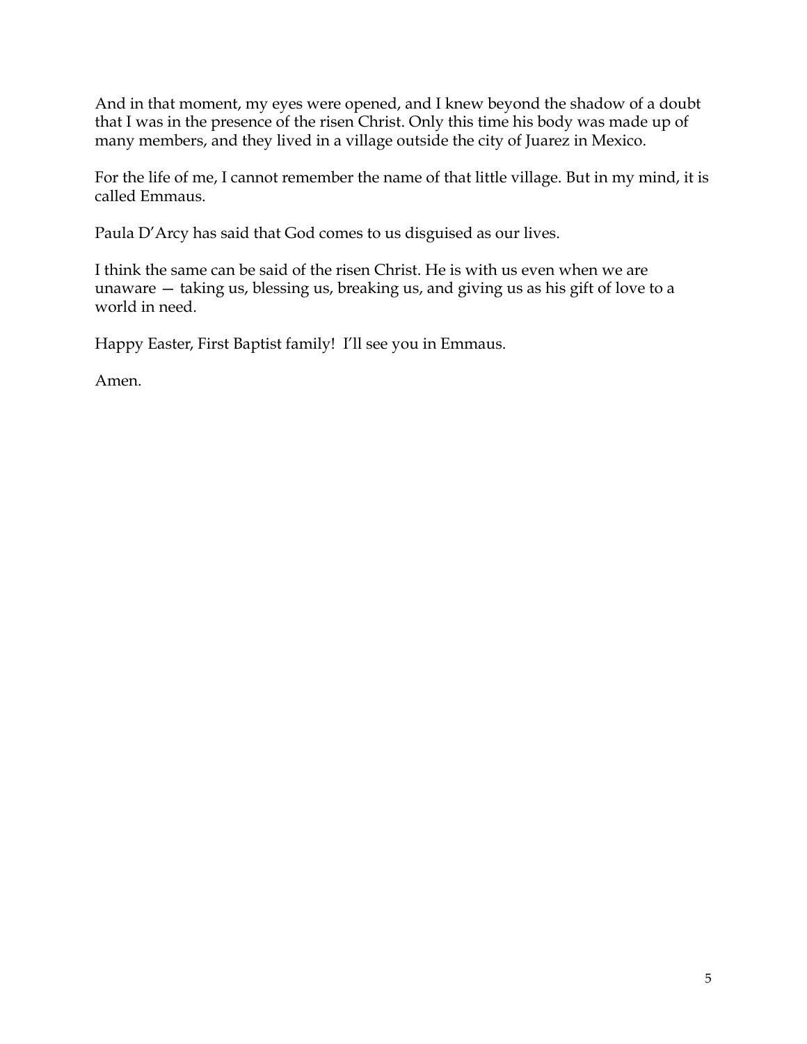And in that moment, my eyes were opened, and I knew beyond the shadow of a doubt that I was in the presence of the risen Christ. Only this time his body was made up of many members, and they lived in a village outside the city of Juarez in Mexico.

For the life of me, I cannot remember the name of that little village. But in my mind, it is called Emmaus.

Paula D'Arcy has said that God comes to us disguised as our lives.

I think the same can be said of the risen Christ. He is with us even when we are unaware — taking us, blessing us, breaking us, and giving us as his gift of love to a world in need.

Happy Easter, First Baptist family! I'll see you in Emmaus.

Amen.